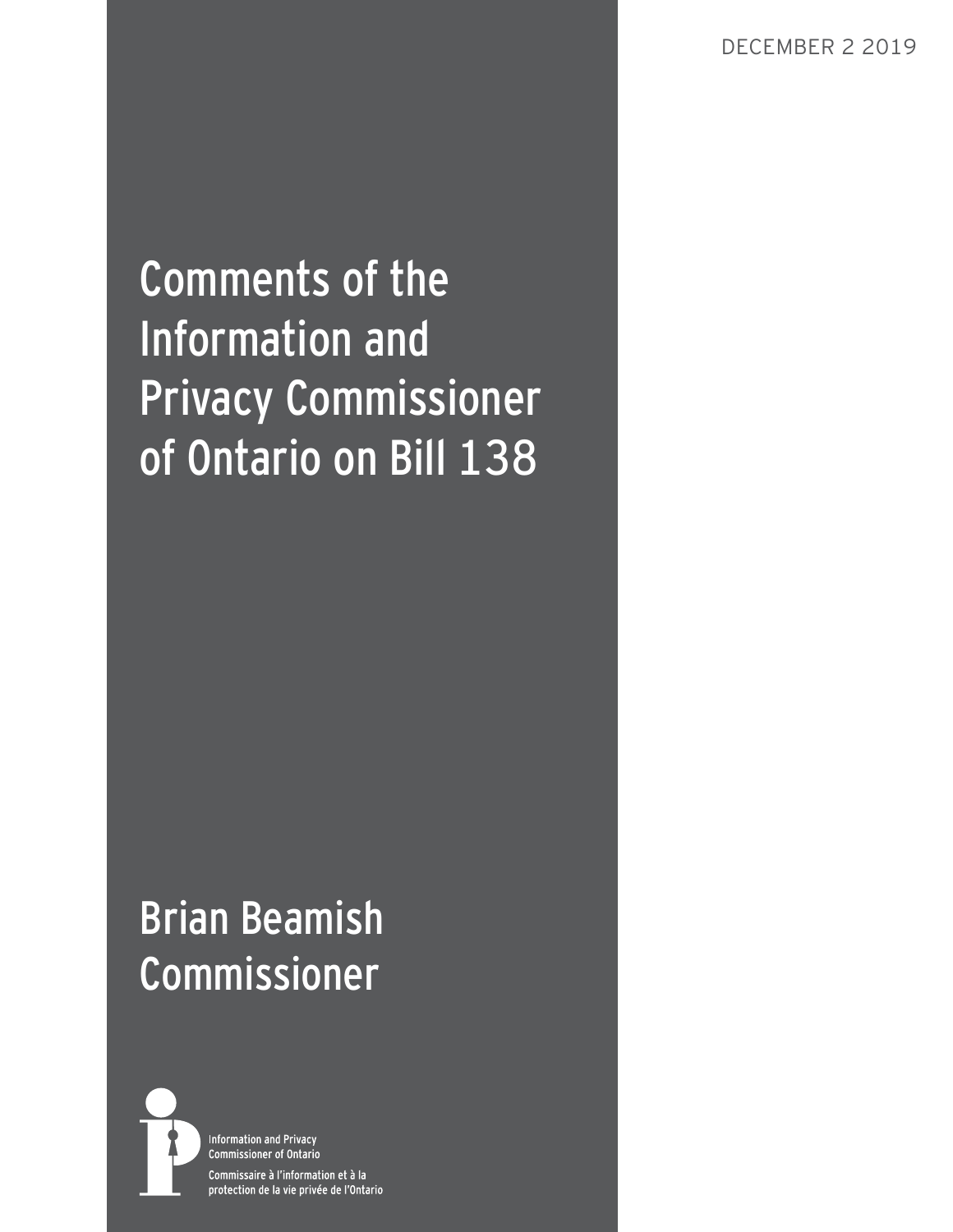DECEMBER 2 2019

# Comments of the Information and Privacy Commissioner of Ontario on Bill 138

## Brian Beamish
## Commissioner

Information and Privacy Commissioner of Ontario

Commissaire à l'information et à la protection de la vie privée de l'Ontario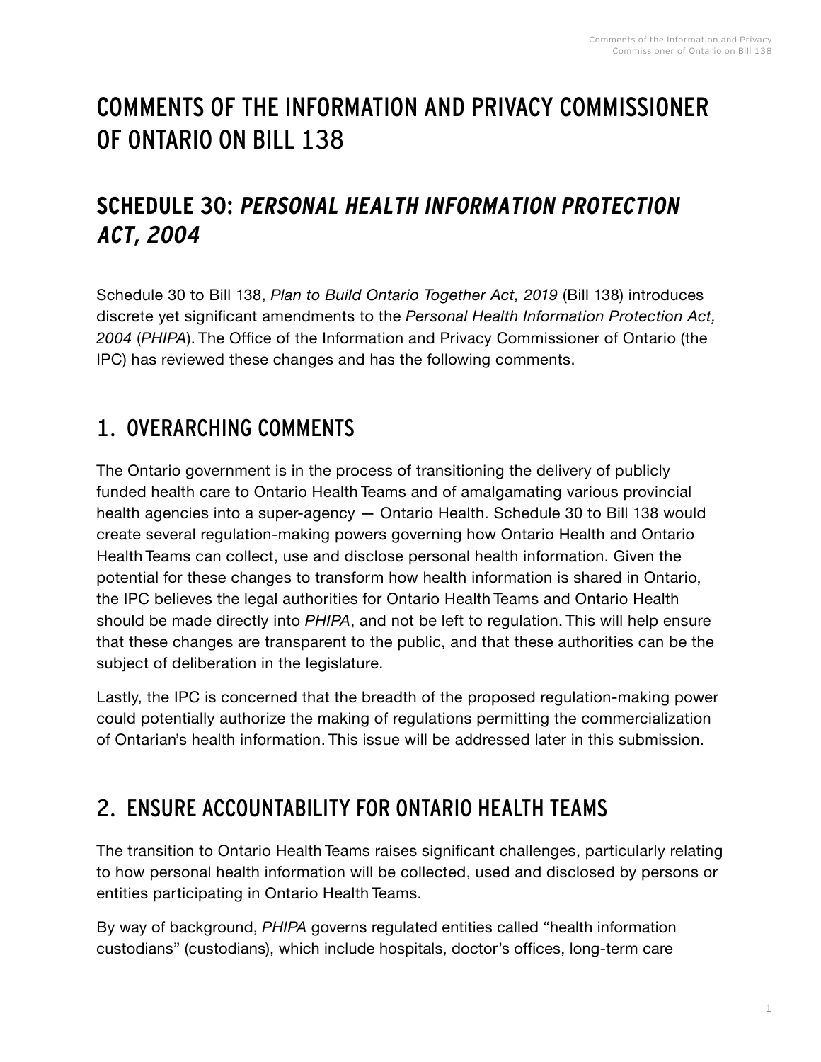# COMMENTS OF THE INFORMATION AND PRIVACY COMMISSIONER OF ONTARIO ON BILL 138

## SCHEDULE 30: *PERSONAL HEALTH INFORMATION PROTECTION ACT, 2004*

Schedule 30 to Bill 138, *Plan to Build Ontario Together Act, 2019* (Bill 138) introduces discrete yet significant amendments to the *Personal Health Information Protection Act, 2004* (*PHIPA*). The Office of the Information and Privacy Commissioner of Ontario (the IPC) has reviewed these changes and has the following comments.

## 1. OVERARCHING COMMENTS

The Ontario government is in the process of transitioning the delivery of publicly funded health care to Ontario Health Teams and of amalgamating various provincial health agencies into a super-agency — Ontario Health. Schedule 30 to Bill 138 would create several regulation-making powers governing how Ontario Health and Ontario Health Teams can collect, use and disclose personal health information. Given the potential for these changes to transform how health information is shared in Ontario, the IPC believes the legal authorities for Ontario Health Teams and Ontario Health should be made directly into *PHIPA*, and not be left to regulation. This will help ensure that these changes are transparent to the public, and that these authorities can be the subject of deliberation in the legislature.

Lastly, the IPC is concerned that the breadth of the proposed regulation-making power could potentially authorize the making of regulations permitting the commercialization of Ontarian's health information. This issue will be addressed later in this submission.

## 2. ENSURE ACCOUNTABILITY FOR ONTARIO HEALTH TEAMS

The transition to Ontario Health Teams raises significant challenges, particularly relating to how personal health information will be collected, used and disclosed by persons or entities participating in Ontario Health Teams.

By way of background, *PHIPA* governs regulated entities called "health information custodians" (custodians), which include hospitals, doctor's offices, long-term care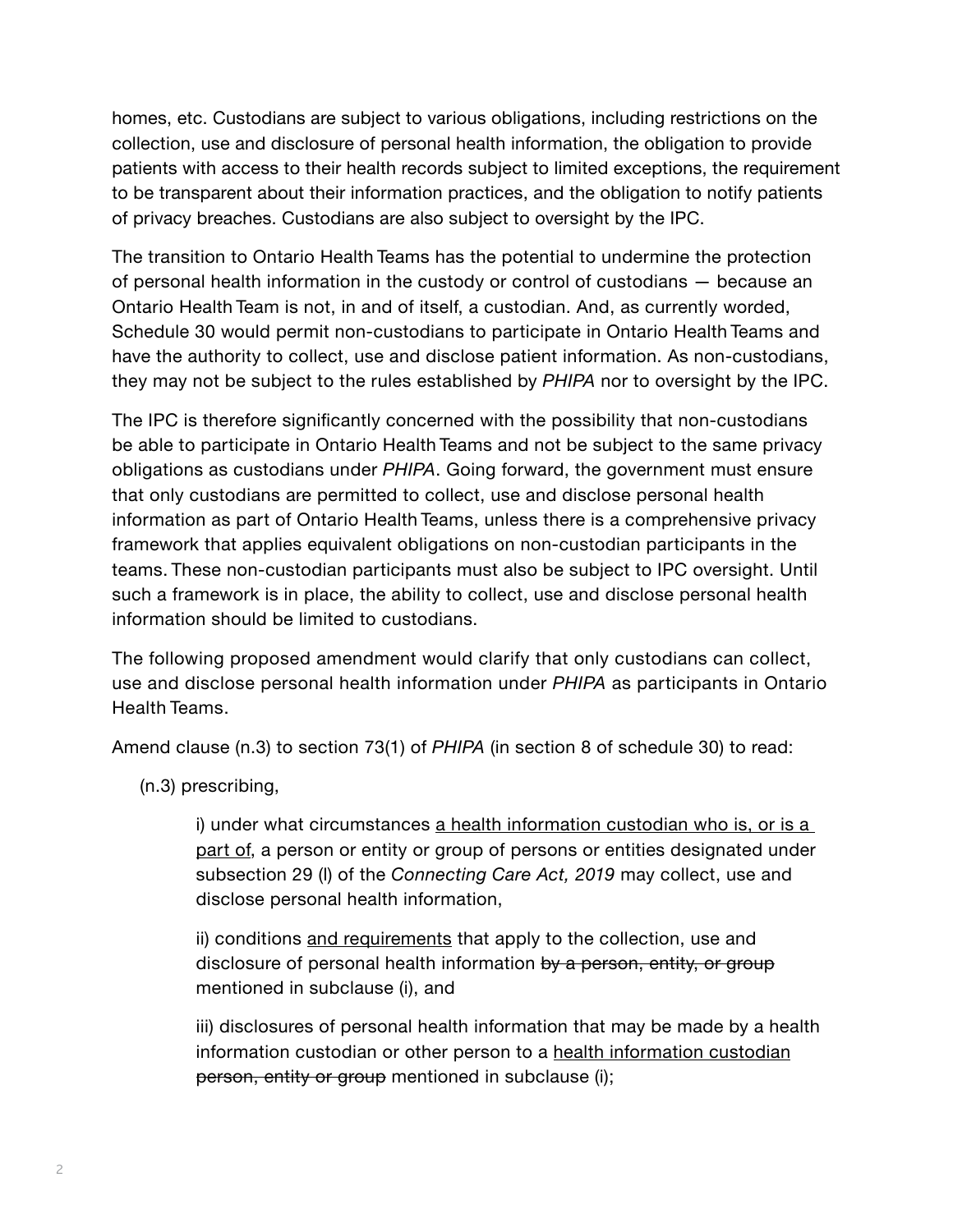homes, etc. Custodians are subject to various obligations, including restrictions on the collection, use and disclosure of personal health information, the obligation to provide patients with access to their health records subject to limited exceptions, the requirement to be transparent about their information practices, and the obligation to notify patients of privacy breaches. Custodians are also subject to oversight by the IPC.

The transition to Ontario Health Teams has the potential to undermine the protection of personal health information in the custody or control of custodians — because an Ontario Health Team is not, in and of itself, a custodian. And, as currently worded, Schedule 30 would permit non-custodians to participate in Ontario Health Teams and have the authority to collect, use and disclose patient information. As non-custodians, they may not be subject to the rules established by *PHIPA* nor to oversight by the IPC.

The IPC is therefore significantly concerned with the possibility that non-custodians be able to participate in Ontario Health Teams and not be subject to the same privacy obligations as custodians under *PHIPA*. Going forward, the government must ensure that only custodians are permitted to collect, use and disclose personal health information as part of Ontario Health Teams, unless there is a comprehensive privacy framework that applies equivalent obligations on non-custodian participants in the teams. These non-custodian participants must also be subject to IPC oversight. Until such a framework is in place, the ability to collect, use and disclose personal health information should be limited to custodians.

The following proposed amendment would clarify that only custodians can collect, use and disclose personal health information under *PHIPA* as participants in Ontario Health Teams.

Amend clause (n.3) to section 73(1) of *PHIPA* (in section 8 of schedule 30) to read:

(n.3) prescribing,

> i) under what circumstances <u>a health information custodian who is, or is a part of</u>, a person or entity or group of persons or entities designated under subsection 29 (l) of the *Connecting Care Act, 2019* may collect, use and disclose personal health information,
>
> ii) conditions <u>and requirements</u> that apply to the collection, use and disclosure of personal health information ~~by a person, entity, or group~~ mentioned in subclause (i), and
>
> iii) disclosures of personal health information that may be made by a health information custodian or other person to a <u>health information custodian</u> ~~person, entity or group~~ mentioned in subclause (i);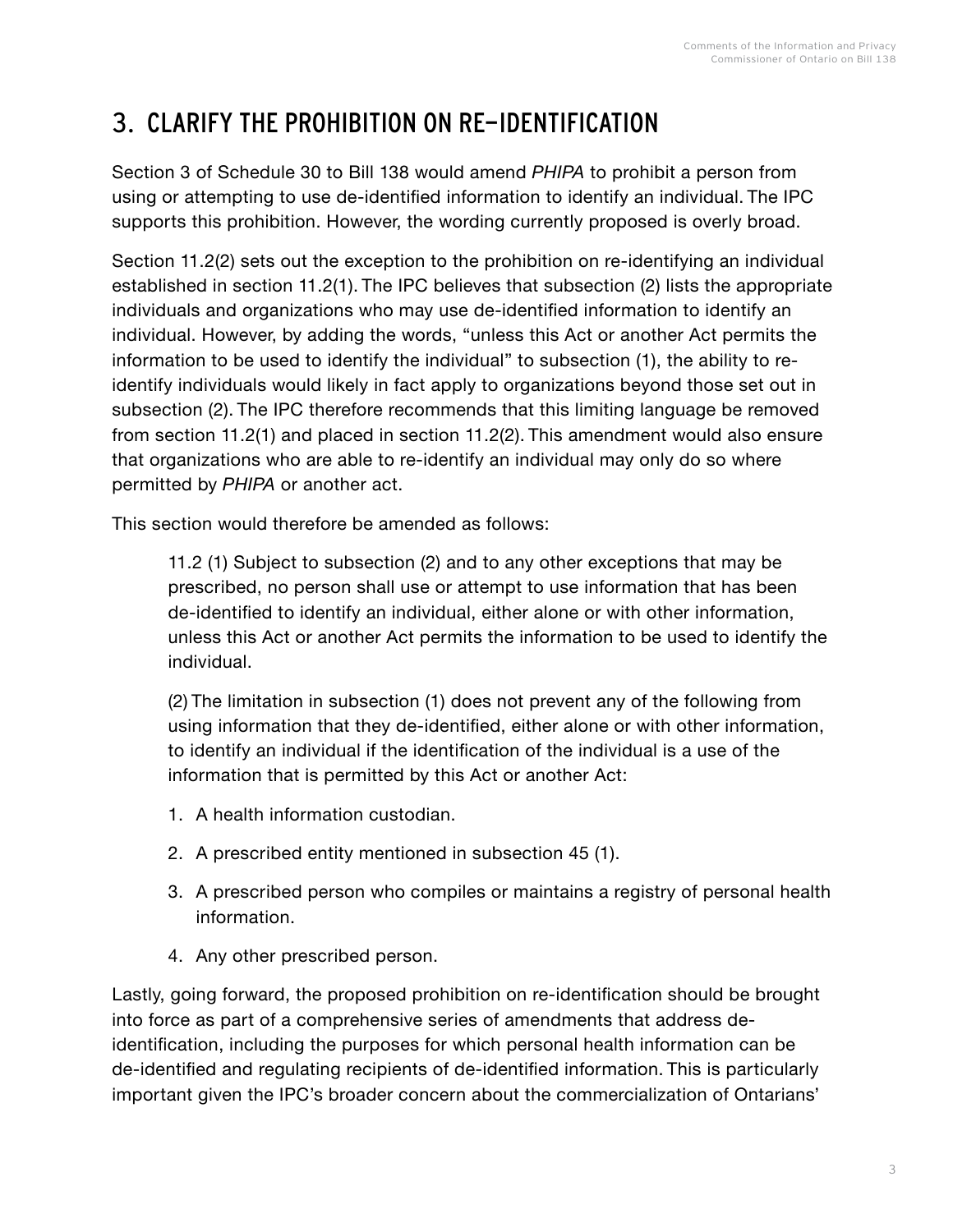## 3. CLARIFY THE PROHIBITION ON RE-IDENTIFICATION

Section 3 of Schedule 30 to Bill 138 would amend *PHIPA* to prohibit a person from using or attempting to use de-identified information to identify an individual. The IPC supports this prohibition. However, the wording currently proposed is overly broad.

Section 11.2(2) sets out the exception to the prohibition on re-identifying an individual established in section 11.2(1). The IPC believes that subsection (2) lists the appropriate individuals and organizations who may use de-identified information to identify an individual. However, by adding the words, "unless this Act or another Act permits the information to be used to identify the individual" to subsection (1), the ability to re-identify individuals would likely in fact apply to organizations beyond those set out in subsection (2). The IPC therefore recommends that this limiting language be removed from section 11.2(1) and placed in section 11.2(2). This amendment would also ensure that organizations who are able to re-identify an individual may only do so where permitted by *PHIPA* or another act.

This section would therefore be amended as follows:

> 11.2 (1) Subject to subsection (2) and to any other exceptions that may be prescribed, no person shall use or attempt to use information that has been de-identified to identify an individual, either alone or with other information, unless this Act or another Act permits the information to be used to identify the individual.
>
> (2) The limitation in subsection (1) does not prevent any of the following from using information that they de-identified, either alone or with other information, to identify an individual if the identification of the individual is a use of the information that is permitted by this Act or another Act:
>
> 1. A health information custodian.
> 2. A prescribed entity mentioned in subsection 45 (1).
> 3. A prescribed person who compiles or maintains a registry of personal health information.
> 4. Any other prescribed person.

Lastly, going forward, the proposed prohibition on re-identification should be brought into force as part of a comprehensive series of amendments that address de-identification, including the purposes for which personal health information can be de-identified and regulating recipients of de-identified information. This is particularly important given the IPC's broader concern about the commercialization of Ontarians'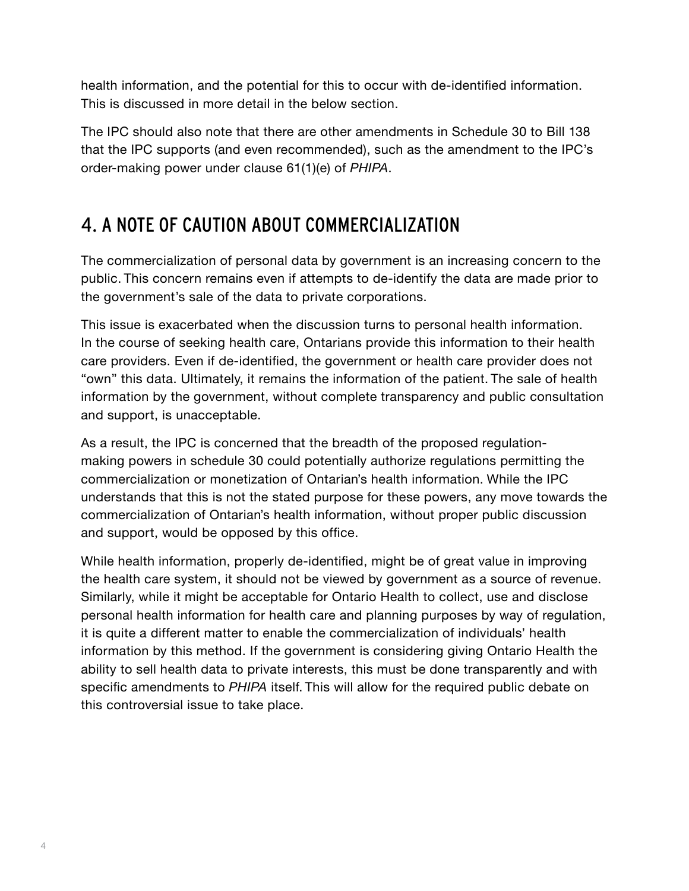health information, and the potential for this to occur with de-identified information. This is discussed in more detail in the below section.

The IPC should also note that there are other amendments in Schedule 30 to Bill 138 that the IPC supports (and even recommended), such as the amendment to the IPC's order-making power under clause 61(1)(e) of *PHIPA*.

## 4. A NOTE OF CAUTION ABOUT COMMERCIALIZATION

The commercialization of personal data by government is an increasing concern to the public. This concern remains even if attempts to de-identify the data are made prior to the government's sale of the data to private corporations.

This issue is exacerbated when the discussion turns to personal health information. In the course of seeking health care, Ontarians provide this information to their health care providers. Even if de-identified, the government or health care provider does not "own" this data. Ultimately, it remains the information of the patient. The sale of health information by the government, without complete transparency and public consultation and support, is unacceptable.

As a result, the IPC is concerned that the breadth of the proposed regulation-making powers in schedule 30 could potentially authorize regulations permitting the commercialization or monetization of Ontarian's health information. While the IPC understands that this is not the stated purpose for these powers, any move towards the commercialization of Ontarian's health information, without proper public discussion and support, would be opposed by this office.

While health information, properly de-identified, might be of great value in improving the health care system, it should not be viewed by government as a source of revenue. Similarly, while it might be acceptable for Ontario Health to collect, use and disclose personal health information for health care and planning purposes by way of regulation, it is quite a different matter to enable the commercialization of individuals' health information by this method. If the government is considering giving Ontario Health the ability to sell health data to private interests, this must be done transparently and with specific amendments to *PHIPA* itself. This will allow for the required public debate on this controversial issue to take place.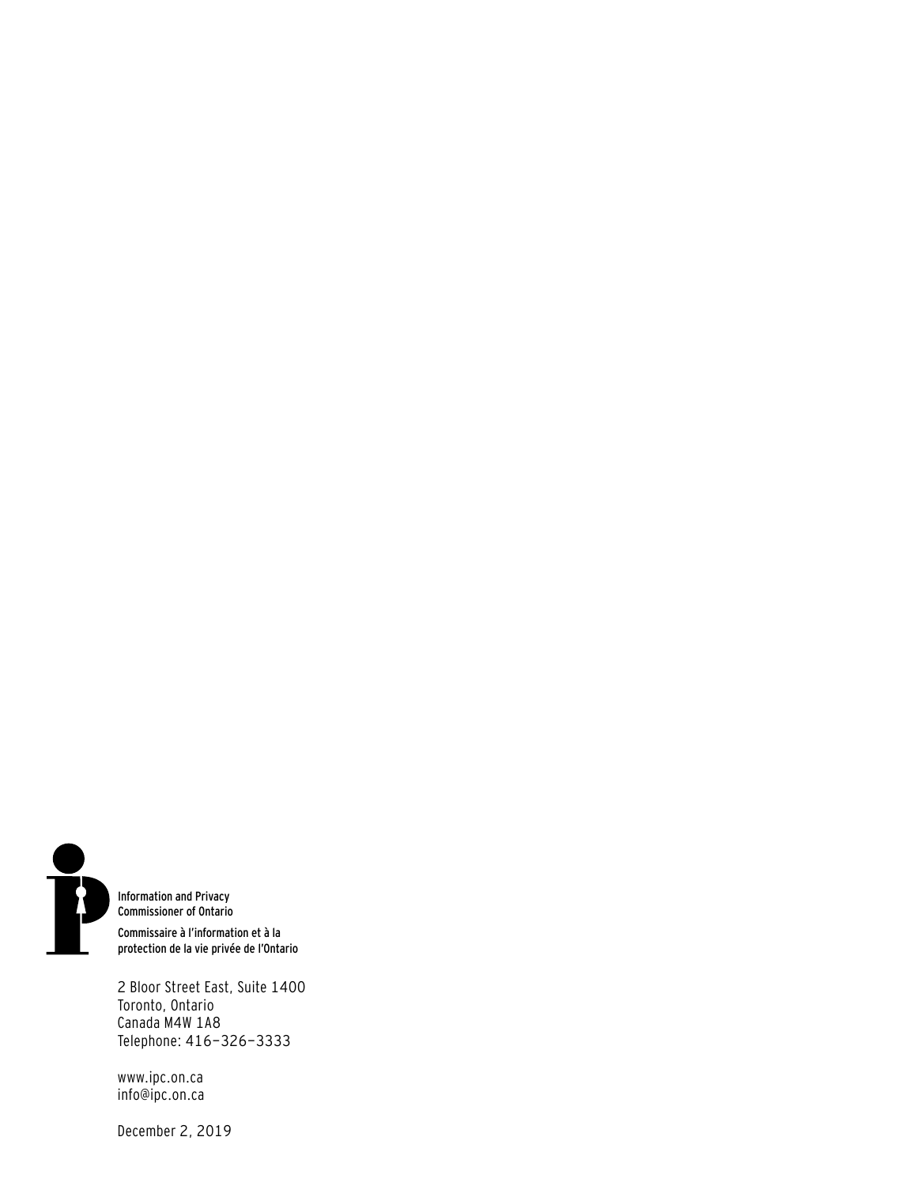Information and Privacy
Commissioner of Ontario

Commissaire à l'information et à la
protection de la vie privée de l'Ontario

2 Bloor Street East, Suite 1400
Toronto, Ontario
Canada M4W 1A8
Telephone: 416-326-3333

www.ipc.on.ca
info@ipc.on.ca

December 2, 2019